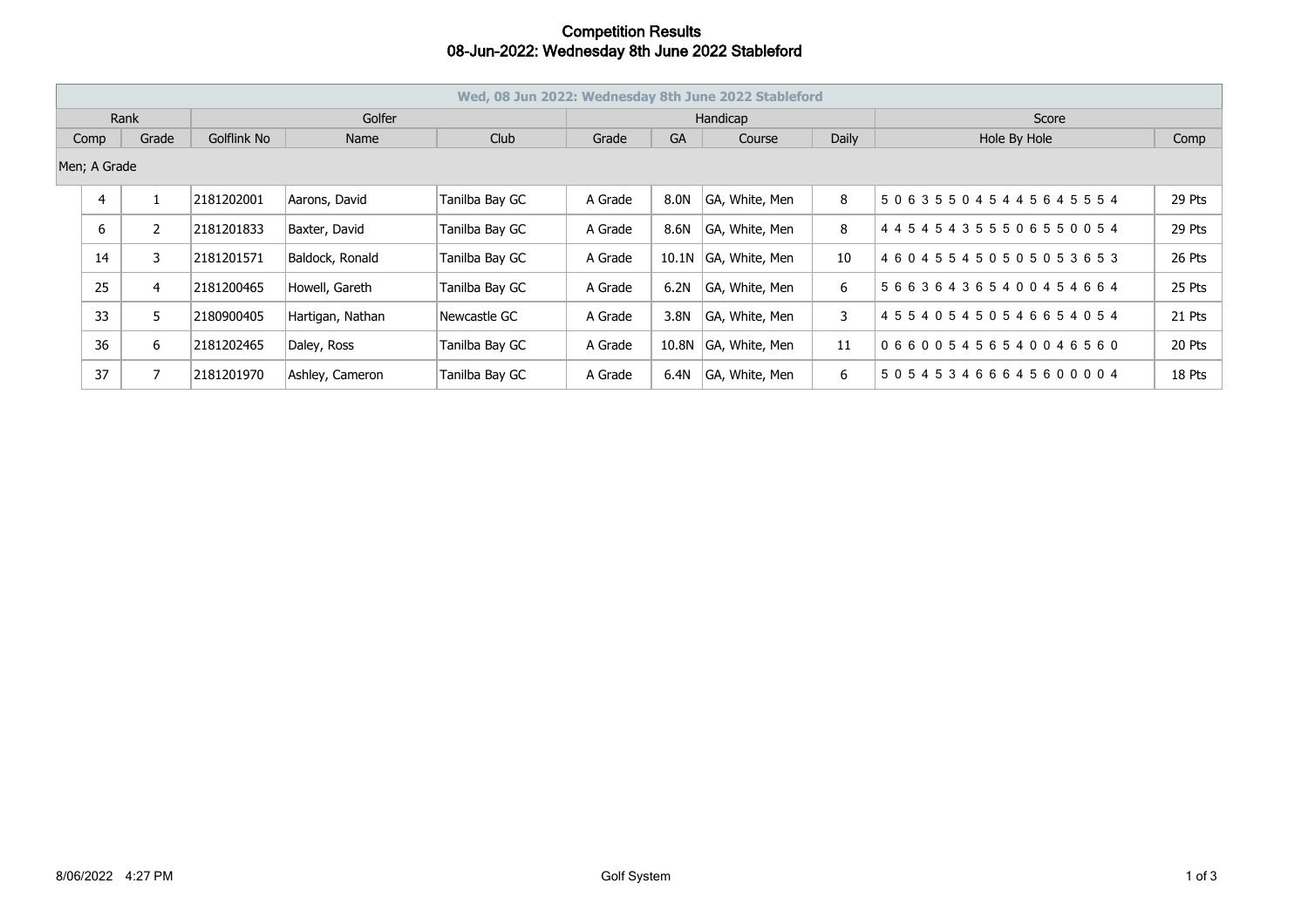# Competition Results
## 08-Jun-2022: Wednesday 8th June 2022 Stableford

| Wed, 08 Jun 2022: Wednesday 8th June 2022 Stableford | | | | | | | | | | |
|---|---|---|---|---|---|---|---|---|---|---|
| Rank | | Golfer | | | Handicap | | | | Score | |
| Comp | Grade | Golflink No | Name | Club | Grade | GA | Course | Daily | Hole By Hole | Comp |
| Men; A Grade | | | | | | | | | | |
| 4 | 1 | 2181202001 | Aarons, David | Tanilba Bay GC | A Grade | 8.0N | GA, White, Men | 8 | 5 0 6 3 5 5 0 4 5 4 4 5 6 4 5 5 5 4 | 29 Pts |
| 6 | 2 | 2181201833 | Baxter, David | Tanilba Bay GC | A Grade | 8.6N | GA, White, Men | 8 | 4 4 5 4 5 4 3 5 5 5 0 6 5 5 0 0 5 4 | 29 Pts |
| 14 | 3 | 2181201571 | Baldock, Ronald | Tanilba Bay GC | A Grade | 10.1N | GA, White, Men | 10 | 4 6 0 4 5 5 4 5 0 5 0 5 0 5 3 6 5 3 | 26 Pts |
| 25 | 4 | 2181200465 | Howell, Gareth | Tanilba Bay GC | A Grade | 6.2N | GA, White, Men | 6 | 5 6 6 3 6 4 3 6 5 4 0 0 4 5 4 6 6 4 | 25 Pts |
| 33 | 5 | 2180900405 | Hartigan, Nathan | Newcastle GC | A Grade | 3.8N | GA, White, Men | 3 | 4 5 5 4 0 5 4 5 0 5 4 6 6 5 4 0 5 4 | 21 Pts |
| 36 | 6 | 2181202465 | Daley, Ross | Tanilba Bay GC | A Grade | 10.8N | GA, White, Men | 11 | 0 6 6 0 0 5 4 5 6 5 4 0 0 4 6 5 6 0 | 20 Pts |
| 37 | 7 | 2181201970 | Ashley, Cameron | Tanilba Bay GC | A Grade | 6.4N | GA, White, Men | 6 | 5 0 5 4 5 3 4 6 6 6 4 5 6 0 0 0 0 4 | 18 Pts |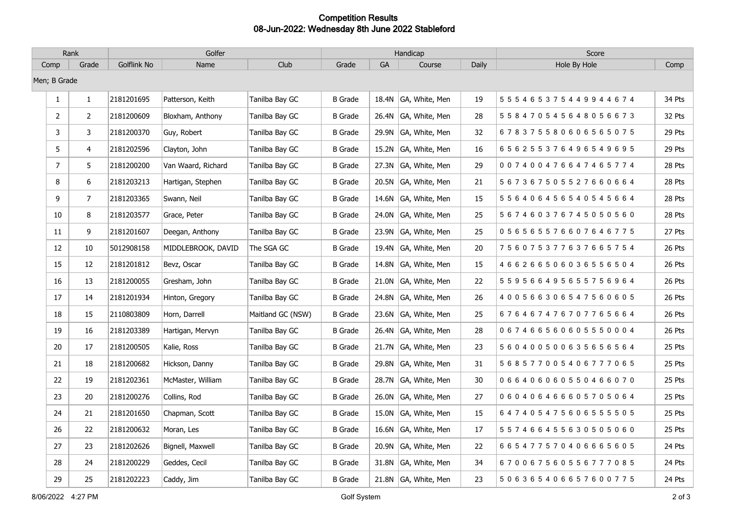# Competition Results
## 08-Jun-2022: Wednesday 8th June 2022 Stableford

| Rank | | Golfer | | | Handicap | | | | Score | |
|---|---|---|---|---|---|---|---|---|---|---|
| Comp | Grade | Golflink No | Name | Club | Grade | GA | Course | Daily | Hole By Hole | Comp |
| Men; B Grade | | | | | | | | | | |
| 1 | 1 | 2181201695 | Patterson, Keith | Tanilba Bay GC | B Grade | 18.4N | GA, White, Men | 19 | 5 5 5 4 6 5 3 7 5 4 4 9 9 4 4 6 7 4 | 34 Pts |
| 2 | 2 | 2181200609 | Bloxham, Anthony | Tanilba Bay GC | B Grade | 26.4N | GA, White, Men | 28 | 5 5 8 4 7 0 5 4 5 6 4 8 0 5 6 6 7 3 | 32 Pts |
| 3 | 3 | 2181200370 | Guy, Robert | Tanilba Bay GC | B Grade | 29.9N | GA, White, Men | 32 | 6 7 8 3 7 5 5 8 0 6 0 6 5 6 5 0 7 5 | 29 Pts |
| 5 | 4 | 2181202596 | Clayton, John | Tanilba Bay GC | B Grade | 15.2N | GA, White, Men | 16 | 6 5 6 2 5 5 3 7 6 4 9 6 5 4 9 6 9 5 | 29 Pts |
| 7 | 5 | 2181200200 | Van Waard, Richard | Tanilba Bay GC | B Grade | 27.3N | GA, White, Men | 29 | 0 0 7 4 0 0 4 7 6 6 4 7 4 6 5 7 7 4 | 28 Pts |
| 8 | 6 | 2181203213 | Hartigan, Stephen | Tanilba Bay GC | B Grade | 20.5N | GA, White, Men | 21 | 5 6 7 3 6 7 5 0 5 5 2 7 6 6 0 6 6 4 | 28 Pts |
| 9 | 7 | 2181203365 | Swann, Neil | Tanilba Bay GC | B Grade | 14.6N | GA, White, Men | 15 | 5 5 6 4 0 6 4 5 6 5 4 0 5 4 5 6 6 4 | 28 Pts |
| 10 | 8 | 2181203577 | Grace, Peter | Tanilba Bay GC | B Grade | 24.0N | GA, White, Men | 25 | 5 6 7 4 6 0 3 7 6 7 4 5 0 5 0 5 6 0 | 28 Pts |
| 11 | 9 | 2181201607 | Deegan, Anthony | Tanilba Bay GC | B Grade | 23.9N | GA, White, Men | 25 | 0 5 6 5 6 5 5 7 6 6 0 7 6 4 6 7 7 5 | 27 Pts |
| 12 | 10 | 5012908158 | MIDDLEBROOK, DAVID | The SGA GC | B Grade | 19.4N | GA, White, Men | 20 | 7 5 6 0 7 5 3 7 7 6 3 7 6 6 5 7 5 4 | 26 Pts |
| 15 | 12 | 2181201812 | Bevz, Oscar | Tanilba Bay GC | B Grade | 14.8N | GA, White, Men | 15 | 4 6 6 2 6 6 5 0 6 0 3 6 5 5 6 5 0 4 | 26 Pts |
| 16 | 13 | 2181200055 | Gresham, John | Tanilba Bay GC | B Grade | 21.0N | GA, White, Men | 22 | 5 5 9 5 6 6 4 9 5 6 5 5 7 5 6 9 6 4 | 26 Pts |
| 17 | 14 | 2181201934 | Hinton, Gregory | Tanilba Bay GC | B Grade | 24.8N | GA, White, Men | 26 | 4 0 0 5 6 6 3 0 6 5 4 7 5 6 0 6 0 5 | 26 Pts |
| 18 | 15 | 2110803809 | Horn, Darrell | Maitland GC (NSW) | B Grade | 23.6N | GA, White, Men | 25 | 6 7 6 4 6 7 4 7 6 7 0 7 7 6 5 6 6 4 | 26 Pts |
| 19 | 16 | 2181203389 | Hartigan, Mervyn | Tanilba Bay GC | B Grade | 26.4N | GA, White, Men | 28 | 0 6 7 4 6 6 5 6 0 6 0 5 5 5 0 0 0 4 | 26 Pts |
| 20 | 17 | 2181200505 | Kalie, Ross | Tanilba Bay GC | B Grade | 21.7N | GA, White, Men | 23 | 5 6 0 4 0 0 5 0 0 6 3 5 6 5 6 5 6 4 | 25 Pts |
| 21 | 18 | 2181200682 | Hickson, Danny | Tanilba Bay GC | B Grade | 29.8N | GA, White, Men | 31 | 5 6 8 5 7 7 0 0 5 4 0 6 7 7 7 0 6 5 | 25 Pts |
| 22 | 19 | 2181202361 | McMaster, William | Tanilba Bay GC | B Grade | 28.7N | GA, White, Men | 30 | 0 6 6 4 0 6 0 6 0 5 5 0 4 6 6 0 7 0 | 25 Pts |
| 23 | 20 | 2181200276 | Collins, Rod | Tanilba Bay GC | B Grade | 26.0N | GA, White, Men | 27 | 0 6 0 4 0 6 4 6 6 6 0 5 7 0 5 0 6 4 | 25 Pts |
| 24 | 21 | 2181201650 | Chapman, Scott | Tanilba Bay GC | B Grade | 15.0N | GA, White, Men | 15 | 6 4 7 4 0 5 4 7 5 6 0 6 5 5 5 5 0 5 | 25 Pts |
| 26 | 22 | 2181200632 | Moran, Les | Tanilba Bay GC | B Grade | 16.6N | GA, White, Men | 17 | 5 5 7 4 6 6 4 5 5 6 3 0 5 0 5 0 6 0 | 25 Pts |
| 27 | 23 | 2181202626 | Bignell, Maxwell | Tanilba Bay GC | B Grade | 20.9N | GA, White, Men | 22 | 6 6 5 4 7 7 5 7 0 4 0 6 6 6 5 6 0 5 | 24 Pts |
| 28 | 24 | 2181200229 | Geddes, Cecil | Tanilba Bay GC | B Grade | 31.8N | GA, White, Men | 34 | 6 7 0 0 6 7 5 6 0 5 5 6 7 7 7 0 8 5 | 24 Pts |
| 29 | 25 | 2181202223 | Caddy, Jim | Tanilba Bay GC | B Grade | 21.8N | GA, White, Men | 23 | 5 0 6 3 6 5 4 0 6 6 5 7 6 0 0 7 7 5 | 24 Pts |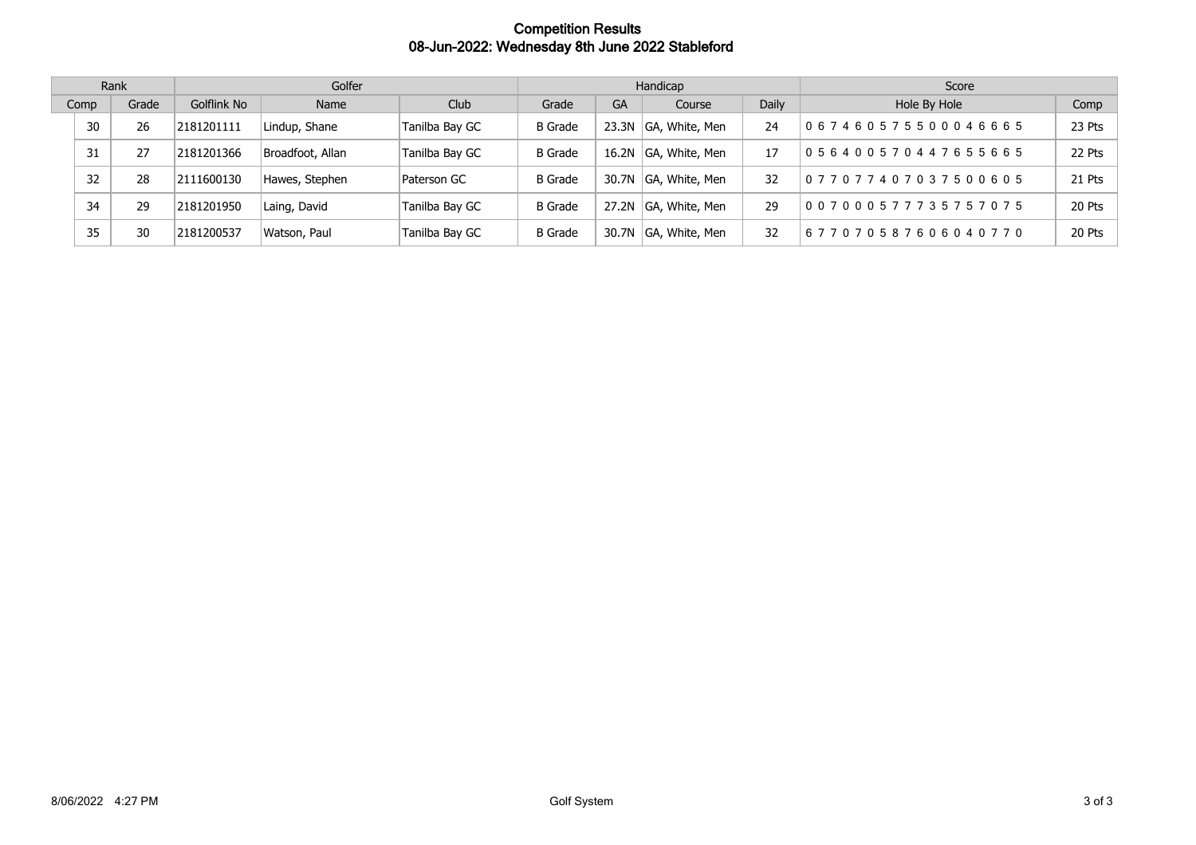# Competition Results
## 08-Jun-2022: Wednesday 8th June 2022 Stableford

| Rank | | Golfer | | | Handicap | | | | Score | |
|---|---|---|---|---|---|---|---|---|---|---|
| Comp | Grade | Golflink No | Name | Club | Grade | GA | Course | Daily | Hole By Hole | Comp |
| 30 | 26 | 2181201111 | Lindup, Shane | Tanilba Bay GC | B Grade | 23.3N | GA, White, Men | 24 | 0 6 7 4 6 0 5 7 5 5 0 0 0 4 6 6 6 5 | 23 Pts |
| 31 | 27 | 2181201366 | Broadfoot, Allan | Tanilba Bay GC | B Grade | 16.2N | GA, White, Men | 17 | 0 5 6 4 0 0 5 7 0 4 4 7 6 5 5 6 6 5 | 22 Pts |
| 32 | 28 | 2111600130 | Hawes, Stephen | Paterson GC | B Grade | 30.7N | GA, White, Men | 32 | 0 7 7 0 7 7 4 0 7 0 3 7 5 0 0 6 0 5 | 21 Pts |
| 34 | 29 | 2181201950 | Laing, David | Tanilba Bay GC | B Grade | 27.2N | GA, White, Men | 29 | 0 0 7 0 0 0 5 7 7 7 3 5 7 5 7 0 7 5 | 20 Pts |
| 35 | 30 | 2181200537 | Watson, Paul | Tanilba Bay GC | B Grade | 30.7N | GA, White, Men | 32 | 6 7 7 0 7 0 5 8 7 6 0 6 0 4 0 7 7 0 | 20 Pts |

8/06/2022 4:27 PM

Golf System